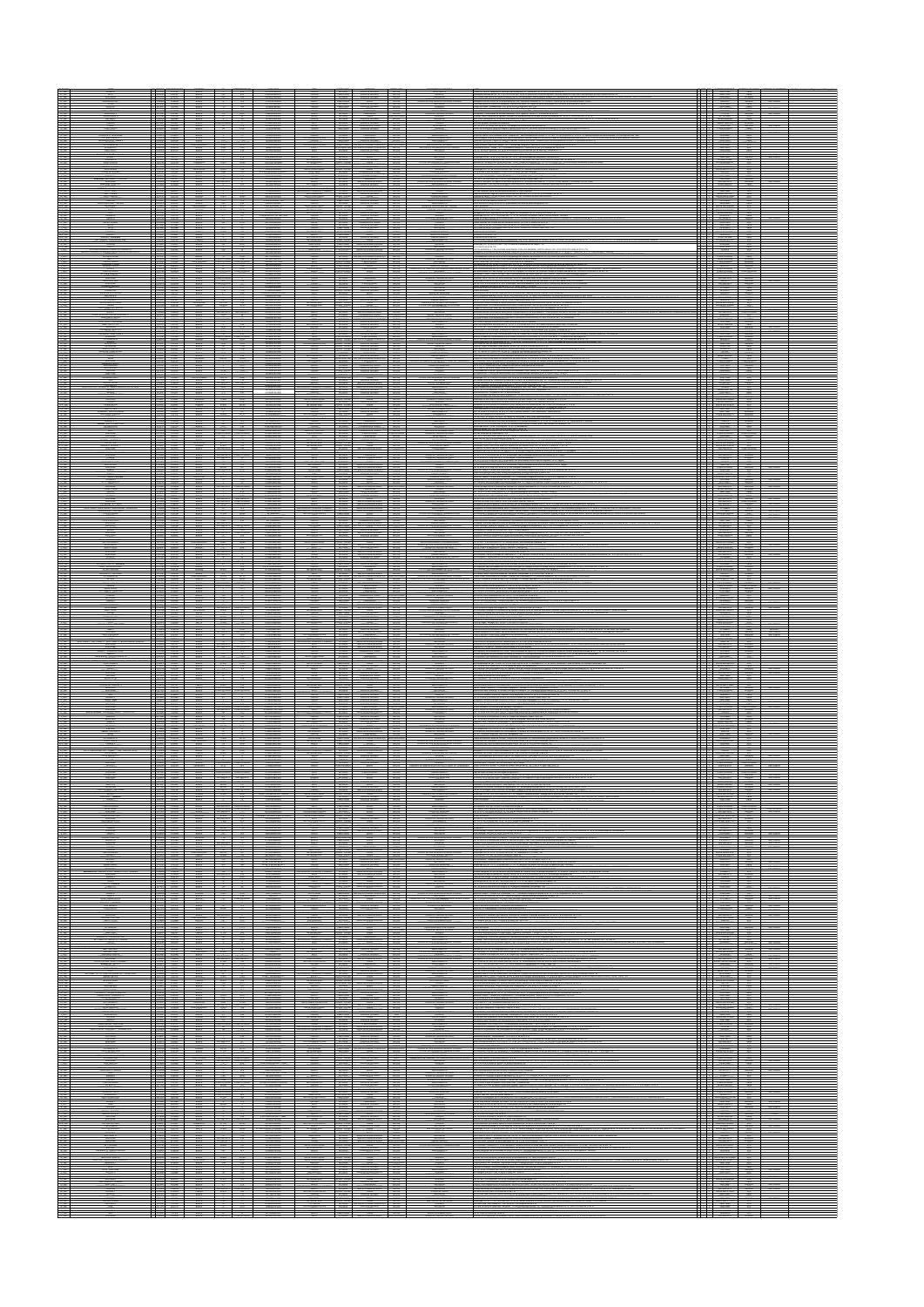|                                                                                  |                                                                                                                                                         |                         |                                                                                                                                                                                                                                                                                                                                                                                                                                                                                                           |  | the company                                              |  |
|----------------------------------------------------------------------------------|---------------------------------------------------------------------------------------------------------------------------------------------------------|-------------------------|-----------------------------------------------------------------------------------------------------------------------------------------------------------------------------------------------------------------------------------------------------------------------------------------------------------------------------------------------------------------------------------------------------------------------------------------------------------------------------------------------------------|--|----------------------------------------------------------|--|
|                                                                                  |                                                                                                                                                         |                         | - 2                                                                                                                                                                                                                                                                                                                                                                                                                                                                                                       |  |                                                          |  |
|                                                                                  |                                                                                                                                                         |                         |                                                                                                                                                                                                                                                                                                                                                                                                                                                                                                           |  |                                                          |  |
|                                                                                  |                                                                                                                                                         |                         |                                                                                                                                                                                                                                                                                                                                                                                                                                                                                                           |  |                                                          |  |
|                                                                                  |                                                                                                                                                         |                         |                                                                                                                                                                                                                                                                                                                                                                                                                                                                                                           |  | <u> Francisco de </u>                                    |  |
|                                                                                  |                                                                                                                                                         |                         |                                                                                                                                                                                                                                                                                                                                                                                                                                                                                                           |  |                                                          |  |
|                                                                                  |                                                                                                                                                         | $\frac{1}{10}$          |                                                                                                                                                                                                                                                                                                                                                                                                                                                                                                           |  |                                                          |  |
|                                                                                  |                                                                                                                                                         |                         |                                                                                                                                                                                                                                                                                                                                                                                                                                                                                                           |  |                                                          |  |
|                                                                                  |                                                                                                                                                         | $\frac{1}{\frac{1}{2}}$ | $\begin{tabular}{ c c c c c c c } \hline & 0.014 & 0.014 & 0.014 & 0.014 & 0.014 & 0.014 & 0.014 & 0.014 & 0.014 & 0.014 & 0.014 & 0.014 & 0.014 & 0.014 & 0.014 & 0.014 & 0.014 & 0.014 & 0.014 & 0.014 & 0.014 & 0.014 & 0.014 & 0.014 & 0.014 & 0.014 & 0.014 & 0.01$                                                                                                                                                                                                                                  |  | <b>Alta de Caracción</b>                                 |  |
|                                                                                  |                                                                                                                                                         |                         |                                                                                                                                                                                                                                                                                                                                                                                                                                                                                                           |  |                                                          |  |
|                                                                                  | es<br>Ba                                                                                                                                                | Ħ                       |                                                                                                                                                                                                                                                                                                                                                                                                                                                                                                           |  |                                                          |  |
|                                                                                  |                                                                                                                                                         |                         |                                                                                                                                                                                                                                                                                                                                                                                                                                                                                                           |  |                                                          |  |
|                                                                                  |                                                                                                                                                         |                         |                                                                                                                                                                                                                                                                                                                                                                                                                                                                                                           |  |                                                          |  |
|                                                                                  |                                                                                                                                                         |                         |                                                                                                                                                                                                                                                                                                                                                                                                                                                                                                           |  | <b>ITT</b>                                               |  |
|                                                                                  |                                                                                                                                                         |                         |                                                                                                                                                                                                                                                                                                                                                                                                                                                                                                           |  |                                                          |  |
|                                                                                  |                                                                                                                                                         | ÷                       |                                                                                                                                                                                                                                                                                                                                                                                                                                                                                                           |  |                                                          |  |
|                                                                                  |                                                                                                                                                         |                         |                                                                                                                                                                                                                                                                                                                                                                                                                                                                                                           |  |                                                          |  |
|                                                                                  |                                                                                                                                                         | ÷                       |                                                                                                                                                                                                                                                                                                                                                                                                                                                                                                           |  | <u> Frans</u>                                            |  |
|                                                                                  |                                                                                                                                                         |                         |                                                                                                                                                                                                                                                                                                                                                                                                                                                                                                           |  |                                                          |  |
|                                                                                  |                                                                                                                                                         | Ť                       | Ŧ                                                                                                                                                                                                                                                                                                                                                                                                                                                                                                         |  |                                                          |  |
|                                                                                  |                                                                                                                                                         |                         |                                                                                                                                                                                                                                                                                                                                                                                                                                                                                                           |  | <u> III t</u>                                            |  |
|                                                                                  |                                                                                                                                                         |                         | ₩Ĺ                                                                                                                                                                                                                                                                                                                                                                                                                                                                                                        |  |                                                          |  |
|                                                                                  | $\begin{array}{ c c c c c } \hline 322 & 322 & 522 \\ \hline 322 & 322 & 522 \\ \hline 324 & 522 & 522 \\ \hline 325 & 322 & 522 \\ \hline \end{array}$ |                         | $\begin{array}{c}\n\text{and}\n\\ \text{and}\n\\ \text{and}\n\\ \text{and}\n\end{array}$                                                                                                                                                                                                                                                                                                                                                                                                                  |  |                                                          |  |
|                                                                                  |                                                                                                                                                         |                         |                                                                                                                                                                                                                                                                                                                                                                                                                                                                                                           |  |                                                          |  |
|                                                                                  | an an<br>Saint-                                                                                                                                         | $\frac{1}{2}$           |                                                                                                                                                                                                                                                                                                                                                                                                                                                                                                           |  |                                                          |  |
|                                                                                  |                                                                                                                                                         |                         |                                                                                                                                                                                                                                                                                                                                                                                                                                                                                                           |  |                                                          |  |
|                                                                                  |                                                                                                                                                         | a ilay                  | <b>41</b><br>$\frac{1}{100}$                                                                                                                                                                                                                                                                                                                                                                                                                                                                              |  | <b>Alternative</b>                                       |  |
|                                                                                  |                                                                                                                                                         |                         |                                                                                                                                                                                                                                                                                                                                                                                                                                                                                                           |  |                                                          |  |
|                                                                                  |                                                                                                                                                         |                         | - 13                                                                                                                                                                                                                                                                                                                                                                                                                                                                                                      |  |                                                          |  |
|                                                                                  |                                                                                                                                                         |                         |                                                                                                                                                                                                                                                                                                                                                                                                                                                                                                           |  |                                                          |  |
|                                                                                  |                                                                                                                                                         |                         | €                                                                                                                                                                                                                                                                                                                                                                                                                                                                                                         |  | <u>e se</u>                                              |  |
|                                                                                  |                                                                                                                                                         |                         |                                                                                                                                                                                                                                                                                                                                                                                                                                                                                                           |  |                                                          |  |
|                                                                                  |                                                                                                                                                         |                         |                                                                                                                                                                                                                                                                                                                                                                                                                                                                                                           |  |                                                          |  |
|                                                                                  | <b>CALL CALL</b><br>CALL CALL<br>CALL CALL                                                                                                              |                         |                                                                                                                                                                                                                                                                                                                                                                                                                                                                                                           |  |                                                          |  |
|                                                                                  |                                                                                                                                                         |                         |                                                                                                                                                                                                                                                                                                                                                                                                                                                                                                           |  |                                                          |  |
| ,我们就不能在这里,我们就不能在这里,我们就不能会在这里,我们就不能会在这里,我们就不能会在这里,我们就会在这里,我们就会在这里,我们就会在这里,我们就会在这里 |                                                                                                                                                         |                         | $\begin{tabular}{ c c c c c c c } \hline & 0.001 & & 0.011 & & 0.011 & & 0.011 & & 0.011 & & 0.011 & & 0.011 & & 0.011 & & 0.011 & & 0.011 & & 0.011 & & 0.011 & & 0.011 & & 0.011 & & 0.011 & & 0.011 & & 0.011 & & 0.011 & & 0.011 & & 0.011 & & 0.011 & & 0.011 & & 0.011 & & 0.011 & & 0$<br>$\begin{tabular}{ c c c } \hline A11550 \\ \hline A11550 \\ \hline A11550 \\ \hline A11550 \\ \hline A11550 \\ \hline A11550 \\ \hline A11550 \\ \hline A11550 \\ \hline A11550 \\ \hline \end{tabular}$ |  |                                                          |  |
|                                                                                  |                                                                                                                                                         |                         |                                                                                                                                                                                                                                                                                                                                                                                                                                                                                                           |  |                                                          |  |
|                                                                                  |                                                                                                                                                         |                         | - 33                                                                                                                                                                                                                                                                                                                                                                                                                                                                                                      |  |                                                          |  |
|                                                                                  |                                                                                                                                                         |                         |                                                                                                                                                                                                                                                                                                                                                                                                                                                                                                           |  |                                                          |  |
|                                                                                  |                                                                                                                                                         | $\frac{1}{2}$           | $\begin{tabular}{ c c c c } \hline \rule{0pt}{2.5ex} \rule{0pt}{2.5ex} \rule{0pt}{2.5ex} \rule{0pt}{2.5ex} \rule{0pt}{2.5ex} \rule{0pt}{2.5ex} \rule{0pt}{2.5ex} \rule{0pt}{2.5ex} \rule{0pt}{2.5ex} \rule{0pt}{2.5ex} \rule{0pt}{2.5ex} \rule{0pt}{2.5ex} \rule{0pt}{2.5ex} \rule{0pt}{2.5ex} \rule{0pt}{2.5ex} \rule{0pt}{2.5ex} \rule{0pt}{2.5ex} \rule{0pt}{2.5ex} \rule{$                                                                                                                            |  | <u>e in de la pro</u>                                    |  |
|                                                                                  |                                                                                                                                                         |                         |                                                                                                                                                                                                                                                                                                                                                                                                                                                                                                           |  |                                                          |  |
|                                                                                  |                                                                                                                                                         |                         |                                                                                                                                                                                                                                                                                                                                                                                                                                                                                                           |  |                                                          |  |
|                                                                                  |                                                                                                                                                         |                         |                                                                                                                                                                                                                                                                                                                                                                                                                                                                                                           |  |                                                          |  |
|                                                                                  |                                                                                                                                                         |                         | ♦                                                                                                                                                                                                                                                                                                                                                                                                                                                                                                         |  | <u>ist</u>                                               |  |
|                                                                                  |                                                                                                                                                         |                         |                                                                                                                                                                                                                                                                                                                                                                                                                                                                                                           |  |                                                          |  |
|                                                                                  |                                                                                                                                                         |                         |                                                                                                                                                                                                                                                                                                                                                                                                                                                                                                           |  |                                                          |  |
|                                                                                  | $\equiv$ $\equiv$                                                                                                                                       | altan I                 |                                                                                                                                                                                                                                                                                                                                                                                                                                                                                                           |  |                                                          |  |
|                                                                                  |                                                                                                                                                         |                         |                                                                                                                                                                                                                                                                                                                                                                                                                                                                                                           |  |                                                          |  |
|                                                                                  | ♦                                                                                                                                                       | $\frac{1}{2}$           | ₩                                                                                                                                                                                                                                                                                                                                                                                                                                                                                                         |  | <u>III î</u>                                             |  |
|                                                                                  |                                                                                                                                                         |                         |                                                                                                                                                                                                                                                                                                                                                                                                                                                                                                           |  |                                                          |  |
|                                                                                  |                                                                                                                                                         |                         |                                                                                                                                                                                                                                                                                                                                                                                                                                                                                                           |  | 42 F                                                     |  |
|                                                                                  |                                                                                                                                                         |                         |                                                                                                                                                                                                                                                                                                                                                                                                                                                                                                           |  |                                                          |  |
|                                                                                  |                                                                                                                                                         |                         | 4                                                                                                                                                                                                                                                                                                                                                                                                                                                                                                         |  |                                                          |  |
|                                                                                  |                                                                                                                                                         |                         |                                                                                                                                                                                                                                                                                                                                                                                                                                                                                                           |  | 1003000                                                  |  |
|                                                                                  |                                                                                                                                                         | $\equiv$                |                                                                                                                                                                                                                                                                                                                                                                                                                                                                                                           |  |                                                          |  |
|                                                                                  |                                                                                                                                                         |                         |                                                                                                                                                                                                                                                                                                                                                                                                                                                                                                           |  |                                                          |  |
|                                                                                  |                                                                                                                                                         |                         |                                                                                                                                                                                                                                                                                                                                                                                                                                                                                                           |  |                                                          |  |
|                                                                                  | 201 202<br>201 202<br>201 202 202<br>201 202 204<br>201 204                                                                                             |                         | ena<br>Literatur<br>Baristan<br>Baristan                                                                                                                                                                                                                                                                                                                                                                                                                                                                  |  | <u>rang pada pada atau seba</u><br><b>Maryland</b><br>建築 |  |
|                                                                                  |                                                                                                                                                         |                         |                                                                                                                                                                                                                                                                                                                                                                                                                                                                                                           |  |                                                          |  |
|                                                                                  |                                                                                                                                                         |                         |                                                                                                                                                                                                                                                                                                                                                                                                                                                                                                           |  |                                                          |  |
|                                                                                  |                                                                                                                                                         |                         |                                                                                                                                                                                                                                                                                                                                                                                                                                                                                                           |  |                                                          |  |
|                                                                                  |                                                                                                                                                         | 羣<br>÷                  |                                                                                                                                                                                                                                                                                                                                                                                                                                                                                                           |  |                                                          |  |
|                                                                                  |                                                                                                                                                         |                         |                                                                                                                                                                                                                                                                                                                                                                                                                                                                                                           |  | <u> Fransızlar</u>                                       |  |
|                                                                                  |                                                                                                                                                         | <u>ustas ustus</u>      | - 2                                                                                                                                                                                                                                                                                                                                                                                                                                                                                                       |  |                                                          |  |
|                                                                                  |                                                                                                                                                         |                         |                                                                                                                                                                                                                                                                                                                                                                                                                                                                                                           |  |                                                          |  |
|                                                                                  |                                                                                                                                                         |                         |                                                                                                                                                                                                                                                                                                                                                                                                                                                                                                           |  |                                                          |  |
|                                                                                  |                                                                                                                                                         | S.                      | 4<br>$\frac{1}{2}$                                                                                                                                                                                                                                                                                                                                                                                                                                                                                        |  |                                                          |  |
|                                                                                  |                                                                                                                                                         |                         |                                                                                                                                                                                                                                                                                                                                                                                                                                                                                                           |  |                                                          |  |
|                                                                                  |                                                                                                                                                         |                         |                                                                                                                                                                                                                                                                                                                                                                                                                                                                                                           |  |                                                          |  |
|                                                                                  |                                                                                                                                                         |                         |                                                                                                                                                                                                                                                                                                                                                                                                                                                                                                           |  |                                                          |  |
|                                                                                  |                                                                                                                                                         |                         | $\begin{tabular}{ c c c c c } \hline \multicolumn{3}{ c }{\hline\multicolumn{3}{ c }{\hline\multicolumn{3}{ c }{\hline\multicolumn{3}{ c }{\hline\multicolumn{3}{ c }{\hline\multicolumn{3}{ c }{\hline\multicolumn{3}{ c }{\hline\multicolumn{3}{ c }{\hline\multicolumn{3}{ c }{\hline\multicolumn{3}{ c }{\hline\multicolumn{3}{ c }{\hline\multicolumn{3}{ c }{\hline\multicolumn{3}{ c }{\hline\multicolumn{3}{ c }{\hline\multic$<br>$\frac{1}{2}$                                                  |  |                                                          |  |
|                                                                                  |                                                                                                                                                         |                         |                                                                                                                                                                                                                                                                                                                                                                                                                                                                                                           |  |                                                          |  |
|                                                                                  | $\frac{1}{2}$                                                                                                                                           | $\overline{\mathbb{Z}}$ | Ħ                                                                                                                                                                                                                                                                                                                                                                                                                                                                                                         |  |                                                          |  |
|                                                                                  |                                                                                                                                                         |                         |                                                                                                                                                                                                                                                                                                                                                                                                                                                                                                           |  |                                                          |  |
|                                                                                  |                                                                                                                                                         |                         |                                                                                                                                                                                                                                                                                                                                                                                                                                                                                                           |  |                                                          |  |
|                                                                                  |                                                                                                                                                         | ÷                       | $\frac{1}{2}$                                                                                                                                                                                                                                                                                                                                                                                                                                                                                             |  | <u>e se</u>                                              |  |
|                                                                                  |                                                                                                                                                         |                         |                                                                                                                                                                                                                                                                                                                                                                                                                                                                                                           |  |                                                          |  |
|                                                                                  | H.                                                                                                                                                      | $\equiv$                | $\frac{1}{2}$                                                                                                                                                                                                                                                                                                                                                                                                                                                                                             |  |                                                          |  |
|                                                                                  |                                                                                                                                                         |                         |                                                                                                                                                                                                                                                                                                                                                                                                                                                                                                           |  |                                                          |  |
|                                                                                  |                                                                                                                                                         | $\ddot{\ddot{\ } }$     |                                                                                                                                                                                                                                                                                                                                                                                                                                                                                                           |  | e e                                                      |  |
|                                                                                  |                                                                                                                                                         |                         |                                                                                                                                                                                                                                                                                                                                                                                                                                                                                                           |  |                                                          |  |
|                                                                                  | <b>EXECUTE</b>                                                                                                                                          | ÷                       | E                                                                                                                                                                                                                                                                                                                                                                                                                                                                                                         |  |                                                          |  |
|                                                                                  |                                                                                                                                                         |                         |                                                                                                                                                                                                                                                                                                                                                                                                                                                                                                           |  |                                                          |  |
|                                                                                  |                                                                                                                                                         |                         |                                                                                                                                                                                                                                                                                                                                                                                                                                                                                                           |  |                                                          |  |